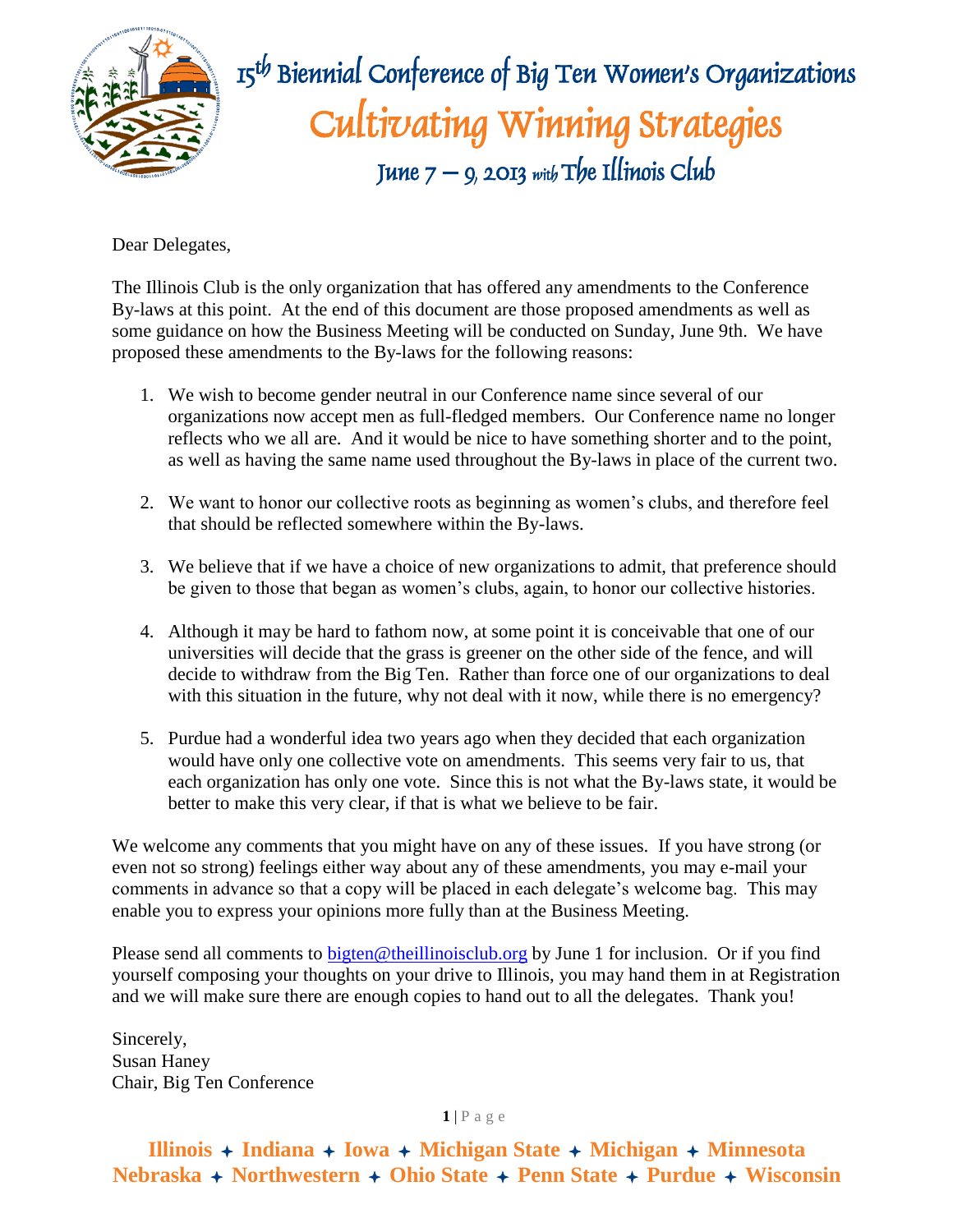# 15th Biennial Conference of Big Ten Women's Organizations

## Cultivating Winning Strategies

### June 7 – 9, 2013 with The Illinois Club

Dear Delegates,

The Illinois Club is the only organization that has offered any amendments to the Conference By-laws at this point. At the end of this document are those proposed amendments as well as some guidance on how the Business Meeting will be conducted on Sunday, June 9th. We have proposed these amendments to the By-laws for the following reasons:

1. We wish to become gender neutral in our Conference name since several of our organizations now accept men as full-fledged members. Our Conference name no longer reflects who we all are. And it would be nice to have something shorter and to the point, as well as having the same name used throughout the By-laws in place of the current two.

2. We want to honor our collective roots as beginning as women's clubs, and therefore feel that should be reflected somewhere within the By-laws.

3. We believe that if we have a choice of new organizations to admit, that preference should be given to those that began as women's clubs, again, to honor our collective histories.

4. Although it may be hard to fathom now, at some point it is conceivable that one of our universities will decide that the grass is greener on the other side of the fence, and will decide to withdraw from the Big Ten. Rather than force one of our organizations to deal with this situation in the future, why not deal with it now, while there is no emergency?

5. Purdue had a wonderful idea two years ago when they decided that each organization would have only one collective vote on amendments. This seems very fair to us, that each organization has only one vote. Since this is not what the By-laws state, it would be better to make this very clear, if that is what we believe to be fair.

We welcome any comments that you might have on any of these issues. If you have strong (or even not so strong) feelings either way about any of these amendments, you may e-mail your comments in advance so that a copy will be placed in each delegate's welcome bag. This may enable you to express your opinions more fully than at the Business Meeting.

Please send all comments to bigten@theillinoisclub.org by June 1 for inclusion. Or if you find yourself composing your thoughts on your drive to Illinois, you may hand them in at Registration and we will make sure there are enough copies to hand out to all the delegates. Thank you!

Sincerely,
Susan Haney
Chair, Big Ten Conference

**Illinois ✦ Indiana ✦ Iowa ✦ Michigan State ✦ Michigan ✦ Minnesota**
**Nebraska ✦ Northwestern ✦ Ohio State ✦ Penn State ✦ Purdue ✦ Wisconsin**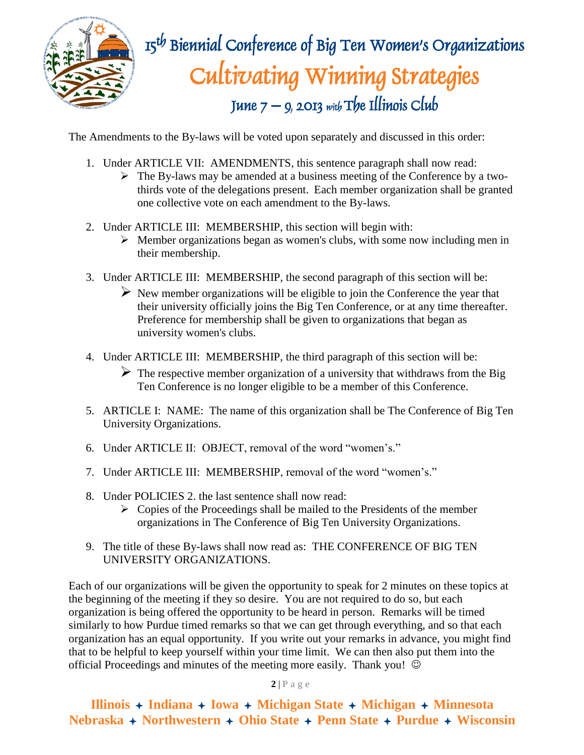The Amendments to the By-laws will be voted upon separately and discussed in this order:

1. Under ARTICLE VII: AMENDMENTS, this sentence paragraph shall now read:
   - The By-laws may be amended at a business meeting of the Conference by a two-thirds vote of the delegations present. Each member organization shall be granted one collective vote on each amendment to the By-laws.

2. Under ARTICLE III: MEMBERSHIP, this section will begin with:
   - Member organizations began as women's clubs, with some now including men in their membership.

3. Under ARTICLE III: MEMBERSHIP, the second paragraph of this section will be:
   - New member organizations will be eligible to join the Conference the year that their university officially joins the Big Ten Conference, or at any time thereafter. Preference for membership shall be given to organizations that began as university women's clubs.

4. Under ARTICLE III: MEMBERSHIP, the third paragraph of this section will be:
   - The respective member organization of a university that withdraws from the Big Ten Conference is no longer eligible to be a member of this Conference.

5. ARTICLE I: NAME: The name of this organization shall be The Conference of Big Ten University Organizations.

6. Under ARTICLE II: OBJECT, removal of the word "women's."

7. Under ARTICLE III: MEMBERSHIP, removal of the word "women's."

8. Under POLICIES 2. the last sentence shall now read:
   - Copies of the Proceedings shall be mailed to the Presidents of the member organizations in The Conference of Big Ten University Organizations.

9. The title of these By-laws shall now read as: THE CONFERENCE OF BIG TEN UNIVERSITY ORGANIZATIONS.

Each of our organizations will be given the opportunity to speak for 2 minutes on these topics at the beginning of the meeting if they so desire. You are not required to do so, but each organization is being offered the opportunity to be heard in person. Remarks will be timed similarly to how Purdue timed remarks so that we can get through everything, and so that each organization has an equal opportunity. If you write out your remarks in advance, you might find that to be helpful to keep yourself within your time limit. We can then also put them into the official Proceedings and minutes of the meeting more easily. Thank you! ☺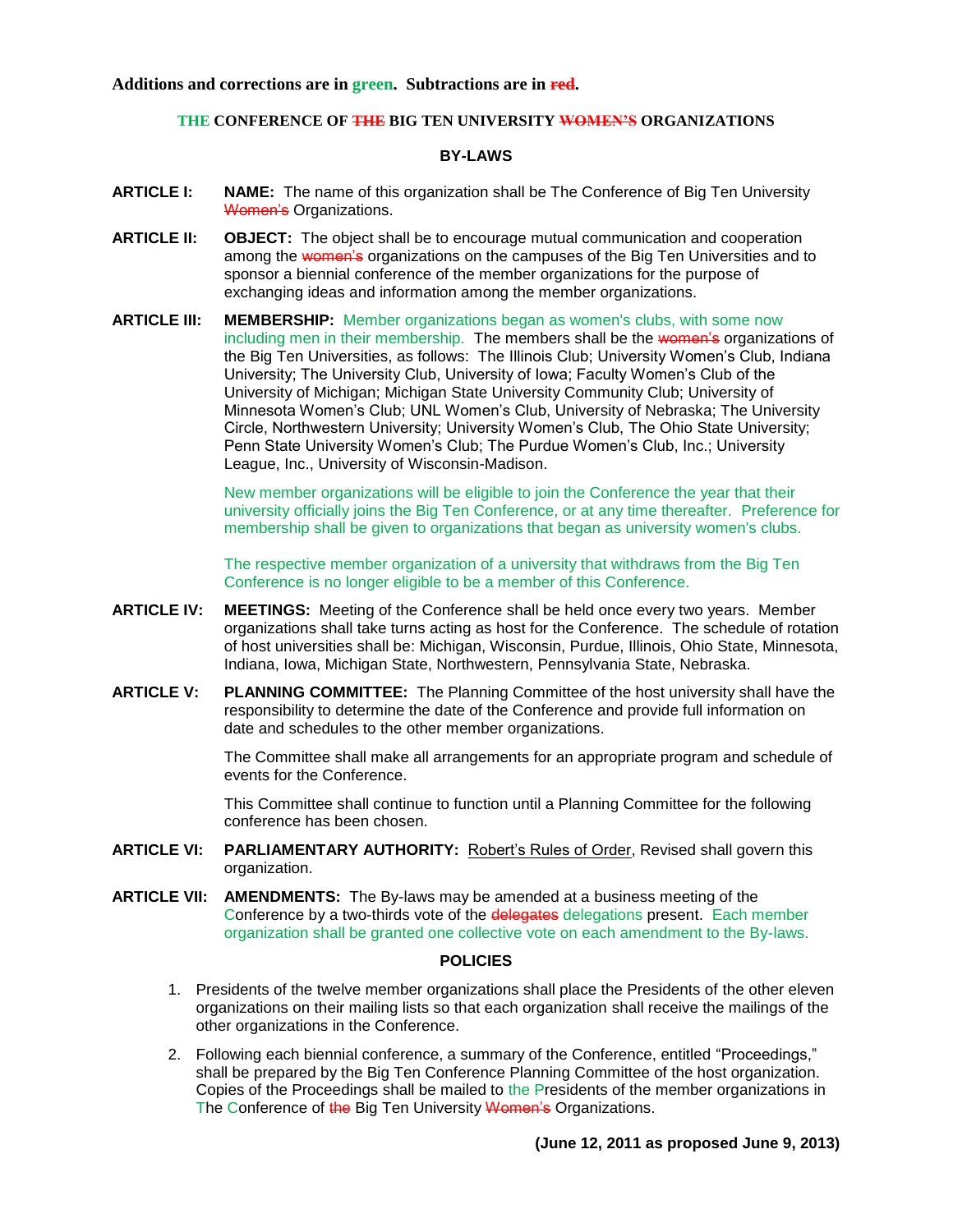**Additions and corrections are in green. Subtractions are in ~~red~~.**

**THE CONFERENCE OF ~~THE~~ BIG TEN UNIVERSITY ~~WOMEN'S~~ ORGANIZATIONS**

**BY-LAWS**

**ARTICLE I:** **NAME:** The name of this organization shall be The Conference of Big Ten University ~~Women's~~ Organizations.

**ARTICLE II:** **OBJECT:** The object shall be to encourage mutual communication and cooperation among the ~~women's~~ organizations on the campuses of the Big Ten Universities and to sponsor a biennial conference of the member organizations for the purpose of exchanging ideas and information among the member organizations.

**ARTICLE III:** **MEMBERSHIP:** Member organizations began as women's clubs, with some now including men in their membership. The members shall be the ~~women's~~ organizations of the Big Ten Universities, as follows: The Illinois Club; University Women's Club, Indiana University; The University Club, University of Iowa; Faculty Women's Club of the University of Michigan; Michigan State University Community Club; University of Minnesota Women's Club; UNL Women's Club, University of Nebraska; The University Circle, Northwestern University; University Women's Club, The Ohio State University; Penn State University Women's Club; The Purdue Women's Club, Inc.; University League, Inc., University of Wisconsin-Madison.

New member organizations will be eligible to join the Conference the year that their university officially joins the Big Ten Conference, or at any time thereafter. Preference for membership shall be given to organizations that began as university women's clubs.

The respective member organization of a university that withdraws from the Big Ten Conference is no longer eligible to be a member of this Conference.

**ARTICLE IV:** **MEETINGS:** Meeting of the Conference shall be held once every two years. Member organizations shall take turns acting as host for the Conference. The schedule of rotation of host universities shall be: Michigan, Wisconsin, Purdue, Illinois, Ohio State, Minnesota, Indiana, Iowa, Michigan State, Northwestern, Pennsylvania State, Nebraska.

**ARTICLE V:** **PLANNING COMMITTEE:** The Planning Committee of the host university shall have the responsibility to determine the date of the Conference and provide full information on date and schedules to the other member organizations.

The Committee shall make all arrangements for an appropriate program and schedule of events for the Conference.

This Committee shall continue to function until a Planning Committee for the following conference has been chosen.

**ARTICLE VI:** **PARLIAMENTARY AUTHORITY:** Robert's Rules of Order, Revised shall govern this organization.

**ARTICLE VII:** **AMENDMENTS:** The By-laws may be amended at a business meeting of the Conference by a two-thirds vote of the ~~delegates~~ delegations present. Each member organization shall be granted one collective vote on each amendment to the By-laws.

**POLICIES**

1. Presidents of the twelve member organizations shall place the Presidents of the other eleven organizations on their mailing lists so that each organization shall receive the mailings of the other organizations in the Conference.
2. Following each biennial conference, a summary of the Conference, entitled "Proceedings," shall be prepared by the Big Ten Conference Planning Committee of the host organization. Copies of the Proceedings shall be mailed to the Presidents of the member organizations in The Conference of ~~the~~ Big Ten University ~~Women's~~ Organizations.

**(June 12, 2011 as proposed June 9, 2013)**